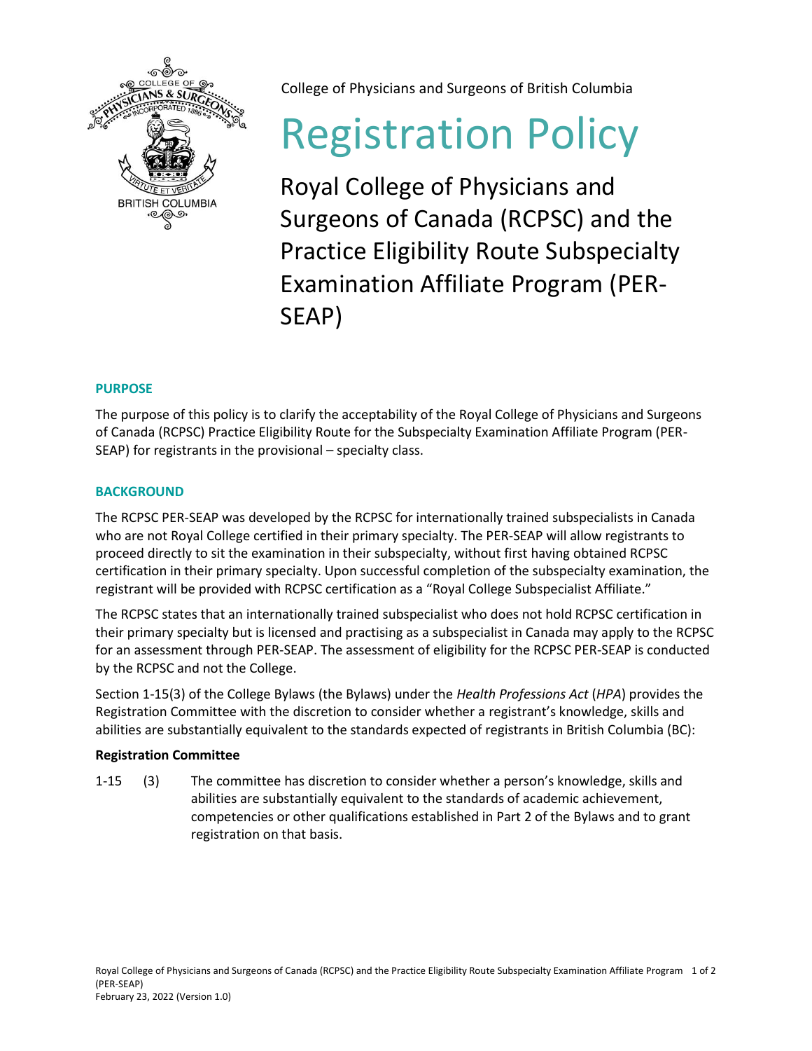College of Physicians and Surgeons of British Columbia

# Registration Policy

## Royal College of Physicians and Surgeons of Canada (RCPSC) and the Practice Eligibility Route Subspecialty Examination Affiliate Program (PER-SEAP)

### PURPOSE

The purpose of this policy is to clarify the acceptability of the Royal College of Physicians and Surgeons of Canada (RCPSC) Practice Eligibility Route for the Subspecialty Examination Affiliate Program (PER-SEAP) for registrants in the provisional – specialty class.

### BACKGROUND

The RCPSC PER-SEAP was developed by the RCPSC for internationally trained subspecialists in Canada who are not Royal College certified in their primary specialty. The PER-SEAP will allow registrants to proceed directly to sit the examination in their subspecialty, without first having obtained RCPSC certification in their primary specialty. Upon successful completion of the subspecialty examination, the registrant will be provided with RCPSC certification as a "Royal College Subspecialist Affiliate."

The RCPSC states that an internationally trained subspecialist who does not hold RCPSC certification in their primary specialty but is licensed and practising as a subspecialist in Canada may apply to the RCPSC for an assessment through PER-SEAP. The assessment of eligibility for the RCPSC PER-SEAP is conducted by the RCPSC and not the College.

Section 1-15(3) of the College Bylaws (the Bylaws) under the *Health Professions Act* (*HPA*) provides the Registration Committee with the discretion to consider whether a registrant's knowledge, skills and abilities are substantially equivalent to the standards expected of registrants in British Columbia (BC):

**Registration Committee**

1-15 (3) The committee has discretion to consider whether a person's knowledge, skills and abilities are substantially equivalent to the standards of academic achievement, competencies or other qualifications established in Part 2 of the Bylaws and to grant registration on that basis.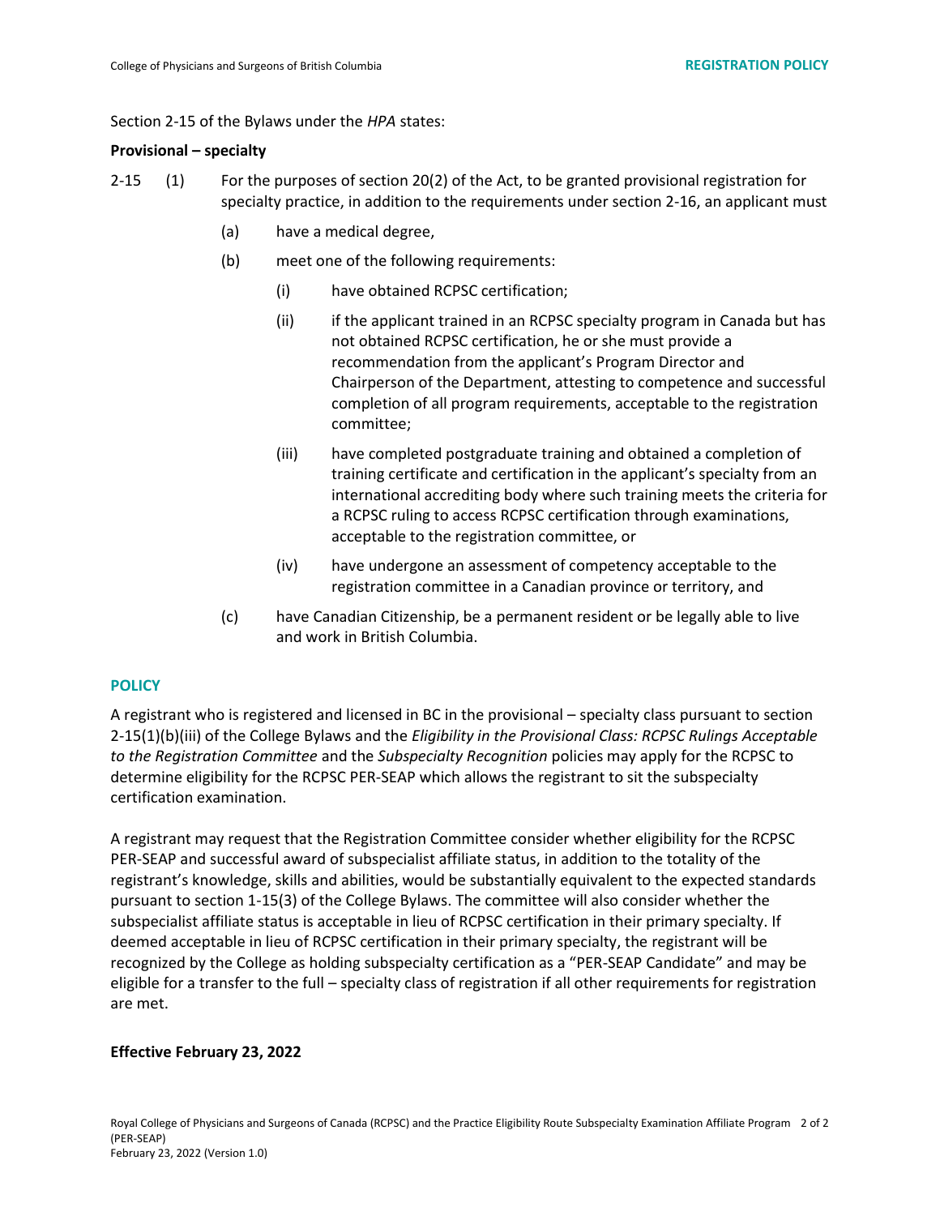Section 2-15 of the Bylaws under the *HPA* states:

**Provisional – specialty**

2-15 (1) For the purposes of section 20(2) of the Act, to be granted provisional registration for specialty practice, in addition to the requirements under section 2-16, an applicant must

- (a) have a medical degree,
- (b) meet one of the following requirements:
  - (i) have obtained RCPSC certification;
  - (ii) if the applicant trained in an RCPSC specialty program in Canada but has not obtained RCPSC certification, he or she must provide a recommendation from the applicant's Program Director and Chairperson of the Department, attesting to competence and successful completion of all program requirements, acceptable to the registration committee;
  - (iii) have completed postgraduate training and obtained a completion of training certificate and certification in the applicant's specialty from an international accrediting body where such training meets the criteria for a RCPSC ruling to access RCPSC certification through examinations, acceptable to the registration committee, or
  - (iv) have undergone an assessment of competency acceptable to the registration committee in a Canadian province or territory, and
- (c) have Canadian Citizenship, be a permanent resident or be legally able to live and work in British Columbia.

## POLICY

A registrant who is registered and licensed in BC in the provisional – specialty class pursuant to section 2-15(1)(b)(iii) of the College Bylaws and the *Eligibility in the Provisional Class: RCPSC Rulings Acceptable to the Registration Committee* and the *Subspecialty Recognition* policies may apply for the RCPSC to determine eligibility for the RCPSC PER-SEAP which allows the registrant to sit the subspecialty certification examination.

A registrant may request that the Registration Committee consider whether eligibility for the RCPSC PER-SEAP and successful award of subspecialist affiliate status, in addition to the totality of the registrant's knowledge, skills and abilities, would be substantially equivalent to the expected standards pursuant to section 1-15(3) of the College Bylaws. The committee will also consider whether the subspecialist affiliate status is acceptable in lieu of RCPSC certification in their primary specialty. If deemed acceptable in lieu of RCPSC certification in their primary specialty, the registrant will be recognized by the College as holding subspecialty certification as a "PER-SEAP Candidate" and may be eligible for a transfer to the full – specialty class of registration if all other requirements for registration are met.

**Effective February 23, 2022**